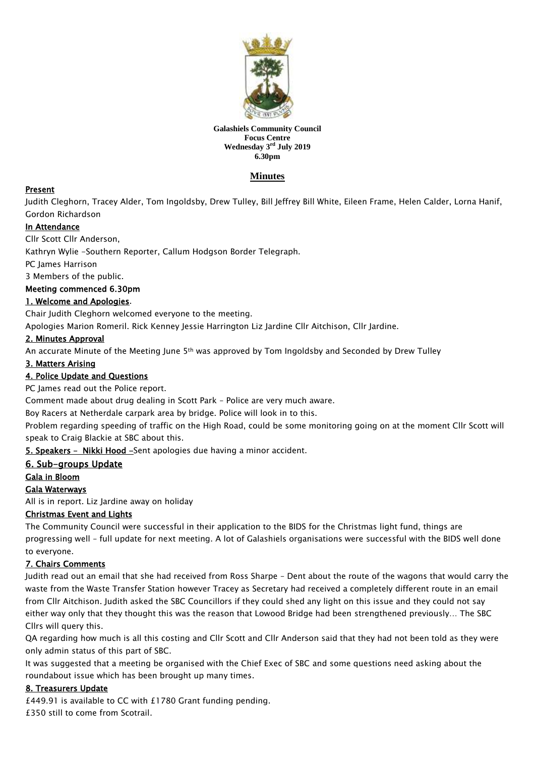**Galashiels Community Council**
**Focus Centre**
**Wednesday 3rd July 2019**
**6.30pm**

# Minutes

**Present**

Judith Cleghorn, Tracey Alder, Tom Ingoldsby, Drew Tulley, Bill Jeffrey Bill White, Eileen Frame, Helen Calder, Lorna Hanif, Gordon Richardson

**In Attendance**

Cllr Scott Cllr Anderson,

Kathryn Wylie -Southern Reporter, Callum Hodgson Border Telegraph.

PC James Harrison

3 Members of the public.

**Meeting commenced 6.30pm**

**1. Welcome and Apologies.**

Chair Judith Cleghorn welcomed everyone to the meeting.

Apologies Marion Romeril. Rick Kenney Jessie Harrington Liz Jardine Cllr Aitchison, Cllr Jardine.

**2. Minutes Approval**

An accurate Minute of the Meeting June 5th was approved by Tom Ingoldsby and Seconded by Drew Tulley

**3. Matters Arising**

**4. Police Update and Questions**

PC James read out the Police report.

Comment made about drug dealing in Scott Park – Police are very much aware.

Boy Racers at Netherdale carpark area by bridge. Police will look in to this.

Problem regarding speeding of traffic on the High Road, could be some monitoring going on at the moment Cllr Scott will speak to Craig Blackie at SBC about this.

**5. Speakers - Nikki Hood –**Sent apologies due having a minor accident.

## 6. Sub-groups Update

**Gala in Bloom**

**Gala Waterways**

All is in report. Liz Jardine away on holiday

**Christmas Event and Lights**

The Community Council were successful in their application to the BIDS for the Christmas light fund, things are progressing well – full update for next meeting. A lot of Galashiels organisations were successful with the BIDS well done to everyone.

**7. Chairs Comments**

Judith read out an email that she had received from Ross Sharpe – Dent about the route of the wagons that would carry the waste from the Waste Transfer Station however Tracey as Secretary had received a completely different route in an email from Cllr Aitchison. Judith asked the SBC Councillors if they could shed any light on this issue and they could not say either way only that they thought this was the reason that Lowood Bridge had been strengthened previously… The SBC Cllrs will query this.

QA regarding how much is all this costing and Cllr Scott and Cllr Anderson said that they had not been told as they were only admin status of this part of SBC.

It was suggested that a meeting be organised with the Chief Exec of SBC and some questions need asking about the roundabout issue which has been brought up many times.

**8. Treasurers Update**

£449.91 is available to CC with £1780 Grant funding pending.

£350 still to come from Scotrail.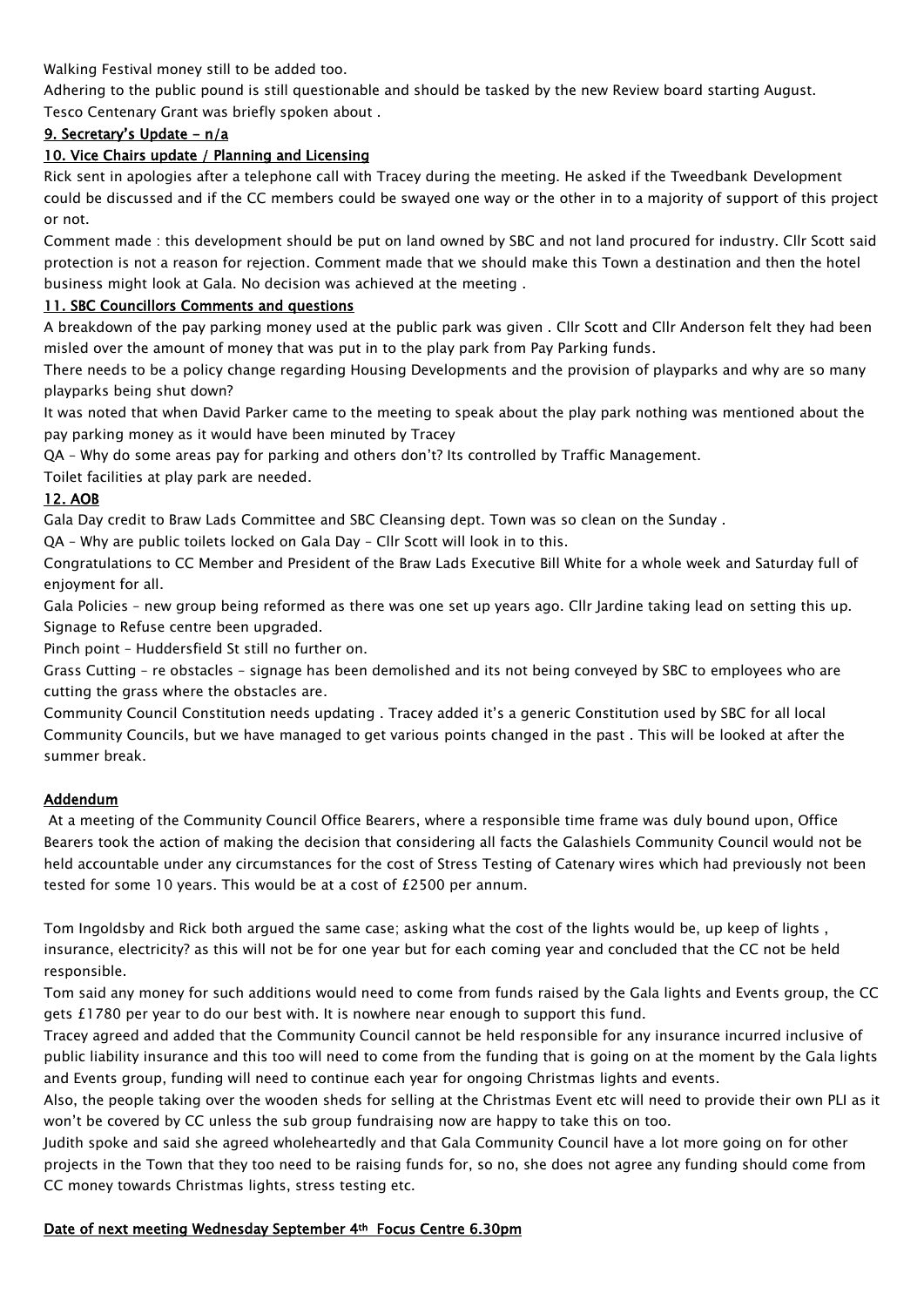Walking Festival money still to be added too.
Adhering to the public pound is still questionable and should be tasked by the new Review board starting August.
Tesco Centenary Grant was briefly spoken about .

**9. Secretary's Update - n/a**

**10. Vice Chairs update / Planning and Licensing**

Rick sent in apologies after a telephone call with Tracey during the meeting. He asked if the Tweedbank Development could be discussed and if the CC members could be swayed one way or the other in to a majority of support of this project or not.

Comment made : this development should be put on land owned by SBC and not land procured for industry. Cllr Scott said protection is not a reason for rejection. Comment made that we should make this Town a destination and then the hotel business might look at Gala. No decision was achieved at the meeting .

**11. SBC Councillors Comments and questions**

A breakdown of the pay parking money used at the public park was given . Cllr Scott and Cllr Anderson felt they had been misled over the amount of money that was put in to the play park from Pay Parking funds.

There needs to be a policy change regarding Housing Developments and the provision of playparks and why are so many playparks being shut down?

It was noted that when David Parker came to the meeting to speak about the play park nothing was mentioned about the pay parking money as it would have been minuted by Tracey

QA – Why do some areas pay for parking and others don't? Its controlled by Traffic Management.

Toilet facilities at play park are needed.

**12. AOB**

Gala Day credit to Braw Lads Committee and SBC Cleansing dept. Town was so clean on the Sunday .

QA – Why are public toilets locked on Gala Day – Cllr Scott will look in to this.

Congratulations to CC Member and President of the Braw Lads Executive Bill White for a whole week and Saturday full of enjoyment for all.

Gala Policies – new group being reformed as there was one set up years ago. Cllr Jardine taking lead on setting this up.

Signage to Refuse centre been upgraded.

Pinch point – Huddersfield St still no further on.

Grass Cutting – re obstacles – signage has been demolished and its not being conveyed by SBC to employees who are cutting the grass where the obstacles are.

Community Council Constitution needs updating . Tracey added it's a generic Constitution used by SBC for all local Community Councils, but we have managed to get various points changed in the past . This will be looked at after the summer break.

**Addendum**

At a meeting of the Community Council Office Bearers, where a responsible time frame was duly bound upon, Office Bearers took the action of making the decision that considering all facts the Galashiels Community Council would not be held accountable under any circumstances for the cost of Stress Testing of Catenary wires which had previously not been tested for some 10 years. This would be at a cost of £2500 per annum.

Tom Ingoldsby and Rick both argued the same case; asking what the cost of the lights would be, up keep of lights , insurance, electricity? as this will not be for one year but for each coming year and concluded that the CC not be held responsible.

Tom said any money for such additions would need to come from funds raised by the Gala lights and Events group, the CC gets £1780 per year to do our best with. It is nowhere near enough to support this fund.

Tracey agreed and added that the Community Council cannot be held responsible for any insurance incurred inclusive of public liability insurance and this too will need to come from the funding that is going on at the moment by the Gala lights and Events group, funding will need to continue each year for ongoing Christmas lights and events.

Also, the people taking over the wooden sheds for selling at the Christmas Event etc will need to provide their own PLI as it won't be covered by CC unless the sub group fundraising now are happy to take this on too.

Judith spoke and said she agreed wholeheartedly and that Gala Community Council have a lot more going on for other projects in the Town that they too need to be raising funds for, so no, she does not agree any funding should come from CC money towards Christmas lights, stress testing etc.

**Date of next meeting Wednesday September 4th Focus Centre 6.30pm**